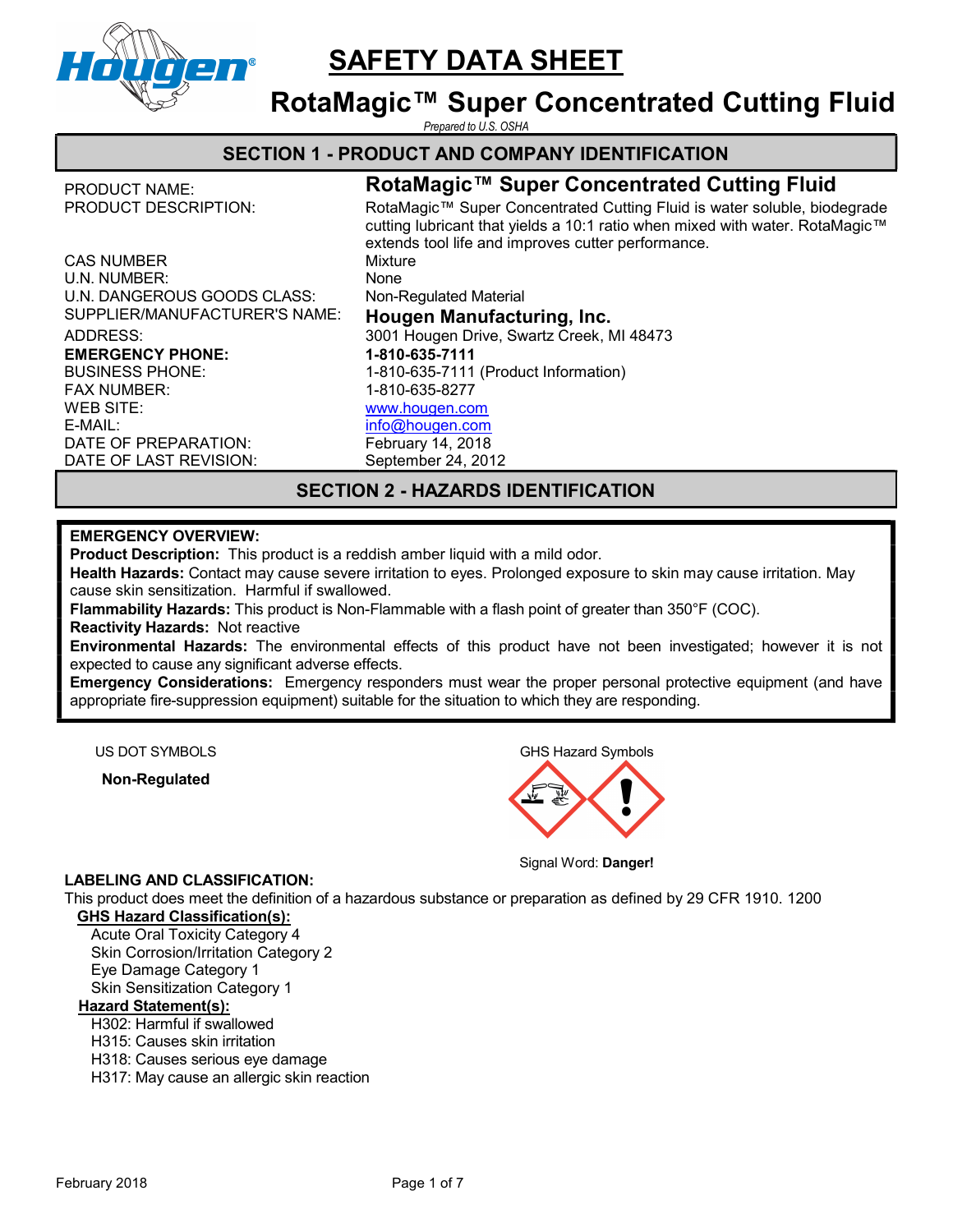# SAFETY DATA SHEET

# RotaMagic™ Super Concentrated Cutting Fluid

*Prepared to U.S. OSHA*

## SECTION 1 - PRODUCT AND COMPANY IDENTIFICATION

| | |
|---|---|
| PRODUCT NAME: | **RotaMagic™ Super Concentrated Cutting Fluid** |
| PRODUCT DESCRIPTION: | RotaMagic™ Super Concentrated Cutting Fluid is water soluble, biodegrade cutting lubricant that yields a 10:1 ratio when mixed with water. RotaMagic™ extends tool life and improves cutter performance. |
| CAS NUMBER | Mixture |
| U.N. NUMBER: | None |
| U.N. DANGEROUS GOODS CLASS: | Non-Regulated Material |
| SUPPLIER/MANUFACTURER'S NAME: | **Hougen Manufacturing, Inc.** |
| ADDRESS: | 3001 Hougen Drive, Swartz Creek, MI 48473 |
| **EMERGENCY PHONE:** | **1-810-635-7111** |
| BUSINESS PHONE: | 1-810-635-7111 (Product Information) |
| FAX NUMBER: | 1-810-635-8277 |
| WEB SITE: | www.hougen.com |
| E-MAIL: | info@hougen.com |
| DATE OF PREPARATION: | February 14, 2018 |
| DATE OF LAST REVISION: | September 24, 2012 |

## SECTION 2 - HAZARDS IDENTIFICATION

**EMERGENCY OVERVIEW:**

**Product Description:** This product is a reddish amber liquid with a mild odor.

**Health Hazards:** Contact may cause severe irritation to eyes. Prolonged exposure to skin may cause irritation. May cause skin sensitization. Harmful if swallowed.

**Flammability Hazards:** This product is Non-Flammable with a flash point of greater than 350°F (COC).

**Reactivity Hazards:** Not reactive

**Environmental Hazards:** The environmental effects of this product have not been investigated; however it is not expected to cause any significant adverse effects.

**Emergency Considerations:** Emergency responders must wear the proper personal protective equipment (and have appropriate fire-suppression equipment) suitable for the situation to which they are responding.

US DOT SYMBOLS

**Non-Regulated**

GHS Hazard Symbols

Signal Word: **Danger!**

**LABELING AND CLASSIFICATION:**

This product does meet the definition of a hazardous substance or preparation as defined by 29 CFR 1910. 1200

**GHS Hazard Classification(s):**

- Acute Oral Toxicity Category 4
- Skin Corrosion/Irritation Category 2
- Eye Damage Category 1
- Skin Sensitization Category 1

**Hazard Statement(s):**

- H302: Harmful if swallowed
- H315: Causes skin irritation
- H318: Causes serious eye damage
- H317: May cause an allergic skin reaction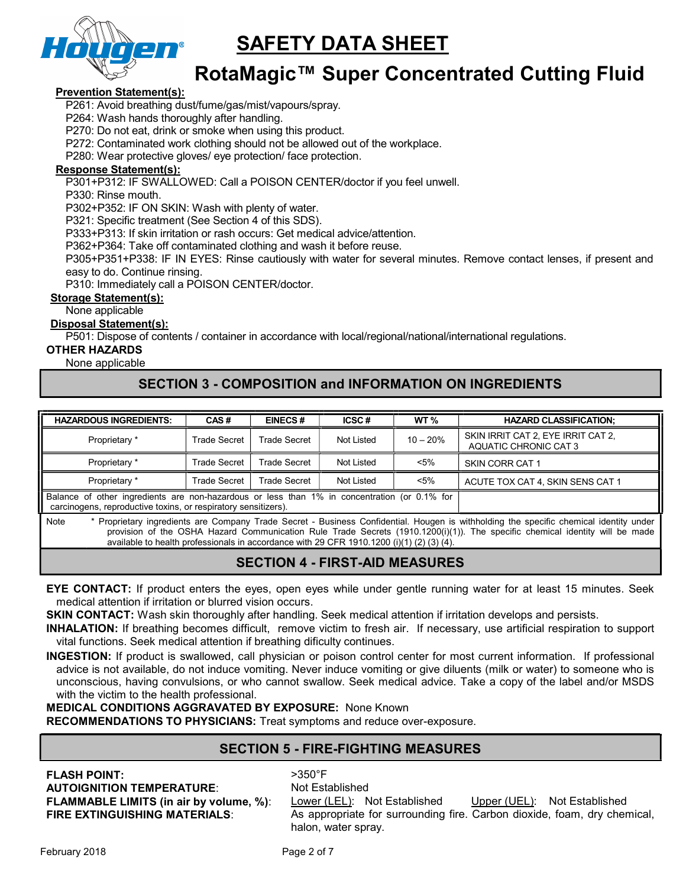**Prevention Statement(s):**

P261: Avoid breathing dust/fume/gas/mist/vapours/spray.
P264: Wash hands thoroughly after handling.
P270: Do not eat, drink or smoke when using this product.
P272: Contaminated work clothing should not be allowed out of the workplace.
P280: Wear protective gloves/ eye protection/ face protection.

**Response Statement(s):**

P301+P312: IF SWALLOWED: Call a POISON CENTER/doctor if you feel unwell.
P330: Rinse mouth.
P302+P352: IF ON SKIN: Wash with plenty of water.
P321: Specific treatment (See Section 4 of this SDS).
P333+P313: If skin irritation or rash occurs: Get medical advice/attention.
P362+P364: Take off contaminated clothing and wash it before reuse.
P305+P351+P338: IF IN EYES: Rinse cautiously with water for several minutes. Remove contact lenses, if present and easy to do. Continue rinsing.
P310: Immediately call a POISON CENTER/doctor.

**Storage Statement(s):**

None applicable

**Disposal Statement(s):**

P501: Dispose of contents / container in accordance with local/regional/national/international regulations.

**OTHER HAZARDS**

None applicable

## SECTION 3 - COMPOSITION and INFORMATION ON INGREDIENTS

| HAZARDOUS INGREDIENTS: | CAS # | EINECS # | ICSC # | WT % | HAZARD CLASSIFICATION; |
|---|---|---|---|---|---|
| Proprietary * | Trade Secret | Trade Secret | Not Listed | 10 – 20% | SKIN IRRIT CAT 2, EYE IRRIT CAT 2, AQUATIC CHRONIC CAT 3 |
| Proprietary * | Trade Secret | Trade Secret | Not Listed | <5% | SKIN CORR CAT 1 |
| Proprietary * | Trade Secret | Trade Secret | Not Listed | <5% | ACUTE TOX CAT 4, SKIN SENS CAT 1 |
| Balance of other ingredients are non-hazardous or less than 1% in concentration (or 0.1% for carcinogens, reproductive toxins, or respiratory sensitizers). | | | | | |

Note * Proprietary ingredients are Company Trade Secret - Business Confidential. Hougen is withholding the specific chemical identity under provision of the OSHA Hazard Communication Rule Trade Secrets (1910.1200(i)(1)). The specific chemical identity will be made available to health professionals in accordance with 29 CFR 1910.1200 (i)(1) (2) (3) (4).

## SECTION 4 - FIRST-AID MEASURES

**EYE CONTACT:** If product enters the eyes, open eyes while under gentle running water for at least 15 minutes. Seek medical attention if irritation or blurred vision occurs.

**SKIN CONTACT:** Wash skin thoroughly after handling. Seek medical attention if irritation develops and persists.

**INHALATION:** If breathing becomes difficult, remove victim to fresh air. If necessary, use artificial respiration to support vital functions. Seek medical attention if breathing dificulty continues.

**INGESTION:** If product is swallowed, call physician or poison control center for most current information. If professional advice is not available, do not induce vomiting. Never induce vomiting or give diluents (milk or water) to someone who is unconscious, having convulsions, or who cannot swallow. Seek medical advice. Take a copy of the label and/or MSDS with the victim to the health professional.

**MEDICAL CONDITIONS AGGRAVATED BY EXPOSURE:** None Known

**RECOMMENDATIONS TO PHYSICIANS:** Treat symptoms and reduce over-exposure.

## SECTION 5 - FIRE-FIGHTING MEASURES

**FLASH POINT:** >350°F

**AUTOIGNITION TEMPERATURE:** Not Established

**FLAMMABLE LIMITS (in air by volume, %):** Lower (LEL): Not Established Upper (UEL): Not Established

**FIRE EXTINGUISHING MATERIALS:** As appropriate for surrounding fire. Carbon dioxide, foam, dry chemical, halon, water spray.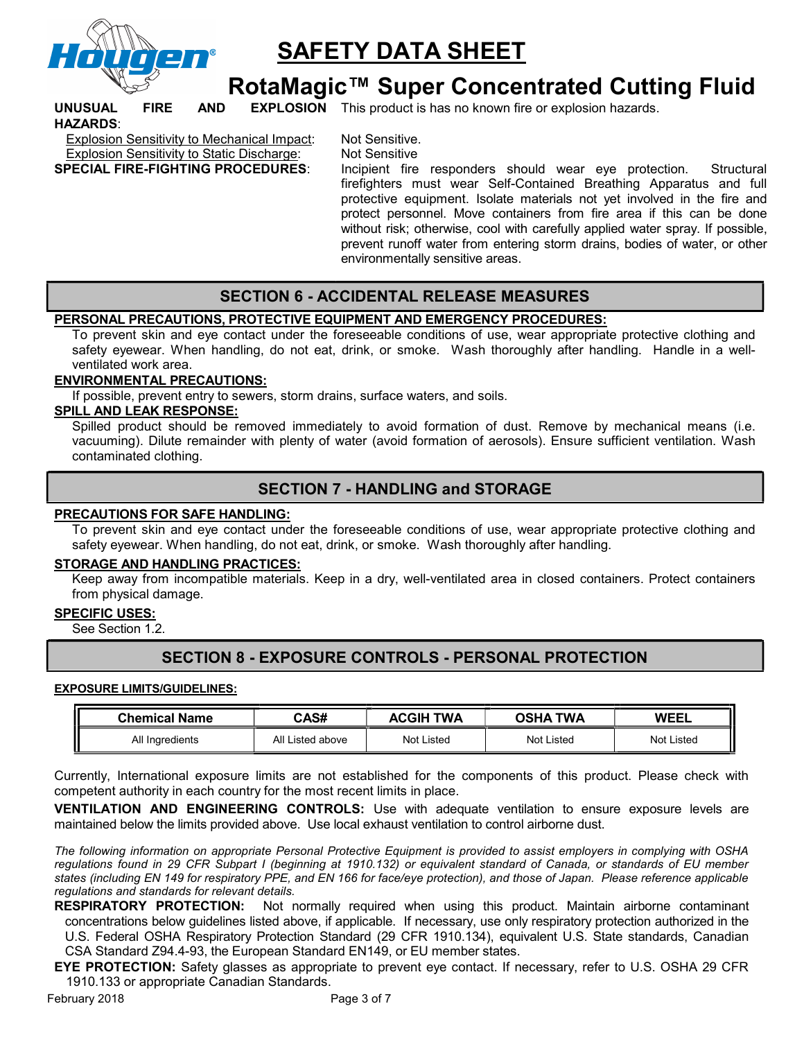**UNUSUAL FIRE AND EXPLOSION HAZARDS**: This product is has no known fire or explosion hazards.

Explosion Sensitivity to Mechanical Impact: Not Sensitive.

Explosion Sensitivity to Static Discharge: Not Sensitive

**SPECIAL FIRE-FIGHTING PROCEDURES**: Incipient fire responders should wear eye protection. Structural firefighters must wear Self-Contained Breathing Apparatus and full protective equipment. Isolate materials not yet involved in the fire and protect personnel. Move containers from fire area if this can be done without risk; otherwise, cool with carefully applied water spray. If possible, prevent runoff water from entering storm drains, bodies of water, or other environmentally sensitive areas.

## SECTION 6 - ACCIDENTAL RELEASE MEASURES

**PERSONAL PRECAUTIONS, PROTECTIVE EQUIPMENT AND EMERGENCY PROCEDURES:**

To prevent skin and eye contact under the foreseeable conditions of use, wear appropriate protective clothing and safety eyewear. When handling, do not eat, drink, or smoke. Wash thoroughly after handling. Handle in a well-ventilated work area.

**ENVIRONMENTAL PRECAUTIONS:**

If possible, prevent entry to sewers, storm drains, surface waters, and soils.

**SPILL AND LEAK RESPONSE:**

Spilled product should be removed immediately to avoid formation of dust. Remove by mechanical means (i.e. vacuuming). Dilute remainder with plenty of water (avoid formation of aerosols). Ensure sufficient ventilation. Wash contaminated clothing.

## SECTION 7 - HANDLING and STORAGE

**PRECAUTIONS FOR SAFE HANDLING:**

To prevent skin and eye contact under the foreseeable conditions of use, wear appropriate protective clothing and safety eyewear. When handling, do not eat, drink, or smoke. Wash thoroughly after handling.

**STORAGE AND HANDLING PRACTICES:**

Keep away from incompatible materials. Keep in a dry, well-ventilated area in closed containers. Protect containers from physical damage.

**SPECIFIC USES:**

See Section 1.2.

## SECTION 8 - EXPOSURE CONTROLS - PERSONAL PROTECTION

**EXPOSURE LIMITS/GUIDELINES:**

| Chemical Name | CAS# | ACGIH TWA | OSHA TWA | WEEL |
|---|---|---|---|---|
| All Ingredients | All Listed above | Not Listed | Not Listed | Not Listed |

Currently, International exposure limits are not established for the components of this product. Please check with competent authority in each country for the most recent limits in place.

**VENTILATION AND ENGINEERING CONTROLS:** Use with adequate ventilation to ensure exposure levels are maintained below the limits provided above. Use local exhaust ventilation to control airborne dust.

*The following information on appropriate Personal Protective Equipment is provided to assist employers in complying with OSHA regulations found in 29 CFR Subpart I (beginning at 1910.132) or equivalent standard of Canada, or standards of EU member states (including EN 149 for respiratory PPE, and EN 166 for face/eye protection), and those of Japan. Please reference applicable regulations and standards for relevant details.*

**RESPIRATORY PROTECTION:** Not normally required when using this product. Maintain airborne contaminant concentrations below guidelines listed above, if applicable. If necessary, use only respiratory protection authorized in the U.S. Federal OSHA Respiratory Protection Standard (29 CFR 1910.134), equivalent U.S. State standards, Canadian CSA Standard Z94.4-93, the European Standard EN149, or EU member states.

**EYE PROTECTION:** Safety glasses as appropriate to prevent eye contact. If necessary, refer to U.S. OSHA 29 CFR 1910.133 or appropriate Canadian Standards.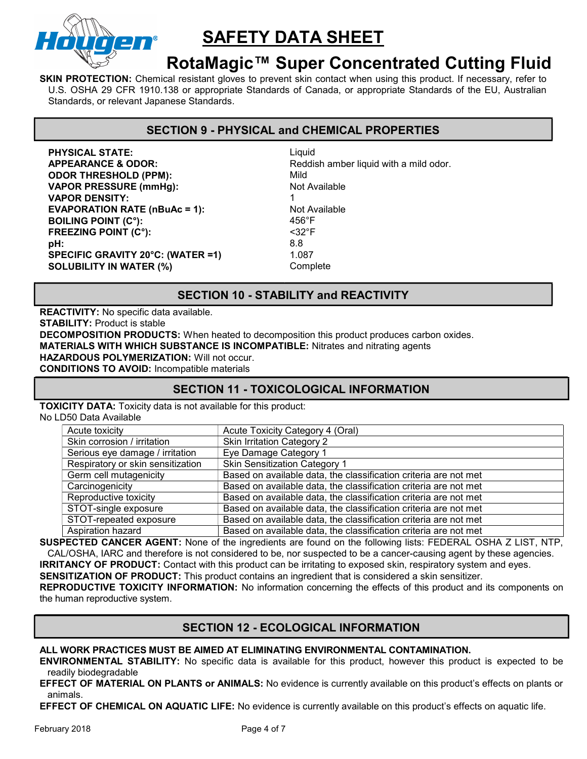**SKIN PROTECTION:** Chemical resistant gloves to prevent skin contact when using this product. If necessary, refer to U.S. OSHA 29 CFR 1910.138 or appropriate Standards of Canada, or appropriate Standards of the EU, Australian Standards, or relevant Japanese Standards.

## SECTION 9 - PHYSICAL and CHEMICAL PROPERTIES

| | |
|---|---|
| **PHYSICAL STATE:** | Liquid |
| **APPEARANCE & ODOR:** | Reddish amber liquid with a mild odor. |
| **ODOR THRESHOLD (PPM):** | Mild |
| **VAPOR PRESSURE (mmHg):** | Not Available |
| **VAPOR DENSITY:** | 1 |
| **EVAPORATION RATE (nBuAc = 1):** | Not Available |
| **BOILING POINT (C°):** | 456°F |
| **FREEZING POINT (C°):** | <32°F |
| **pH:** | 8.8 |
| **SPECIFIC GRAVITY 20°C: (WATER =1)** | 1.087 |
| **SOLUBILITY IN WATER (%)** | Complete |

## SECTION 10 - STABILITY and REACTIVITY

**REACTIVITY:** No specific data available.
**STABILITY:** Product is stable
**DECOMPOSITION PRODUCTS:** When heated to decomposition this product produces carbon oxides.
**MATERIALS WITH WHICH SUBSTANCE IS INCOMPATIBLE:** Nitrates and nitrating agents
**HAZARDOUS POLYMERIZATION:** Will not occur.
**CONDITIONS TO AVOID:** Incompatible materials

## SECTION 11 - TOXICOLOGICAL INFORMATION

**TOXICITY DATA:** Toxicity data is not available for this product:
No LD50 Data Available

| | |
|---|---|
| Acute toxicity | Acute Toxicity Category 4 (Oral) |
| Skin corrosion / irritation | Skin Irritation Category 2 |
| Serious eye damage / irritation | Eye Damage Category 1 |
| Respiratory or skin sensitization | Skin Sensitization Category 1 |
| Germ cell mutagenicity | Based on available data, the classification criteria are not met |
| Carcinogenicity | Based on available data, the classification criteria are not met |
| Reproductive toxicity | Based on available data, the classification criteria are not met |
| STOT-single exposure | Based on available data, the classification criteria are not met |
| STOT-repeated exposure | Based on available data, the classification criteria are not met |
| Aspiration hazard | Based on available data, the classification criteria are not met |

**SUSPECTED CANCER AGENT:** None of the ingredients are found on the following lists: FEDERAL OSHA Z LIST, NTP, CAL/OSHA, IARC and therefore is not considered to be, nor suspected to be a cancer-causing agent by these agencies.
**IRRITANCY OF PRODUCT:** Contact with this product can be irritating to exposed skin, respiratory system and eyes.
**SENSITIZATION OF PRODUCT:** This product contains an ingredient that is considered a skin sensitizer.
**REPRODUCTIVE TOXICITY INFORMATION:** No information concerning the effects of this product and its components on the human reproductive system.

## SECTION 12 - ECOLOGICAL INFORMATION

**ALL WORK PRACTICES MUST BE AIMED AT ELIMINATING ENVIRONMENTAL CONTAMINATION.**
**ENVIRONMENTAL STABILITY:** No specific data is available for this product, however this product is expected to be readily biodegradable
**EFFECT OF MATERIAL ON PLANTS or ANIMALS:** No evidence is currently available on this product's effects on plants or animals.
**EFFECT OF CHEMICAL ON AQUATIC LIFE:** No evidence is currently available on this product's effects on aquatic life.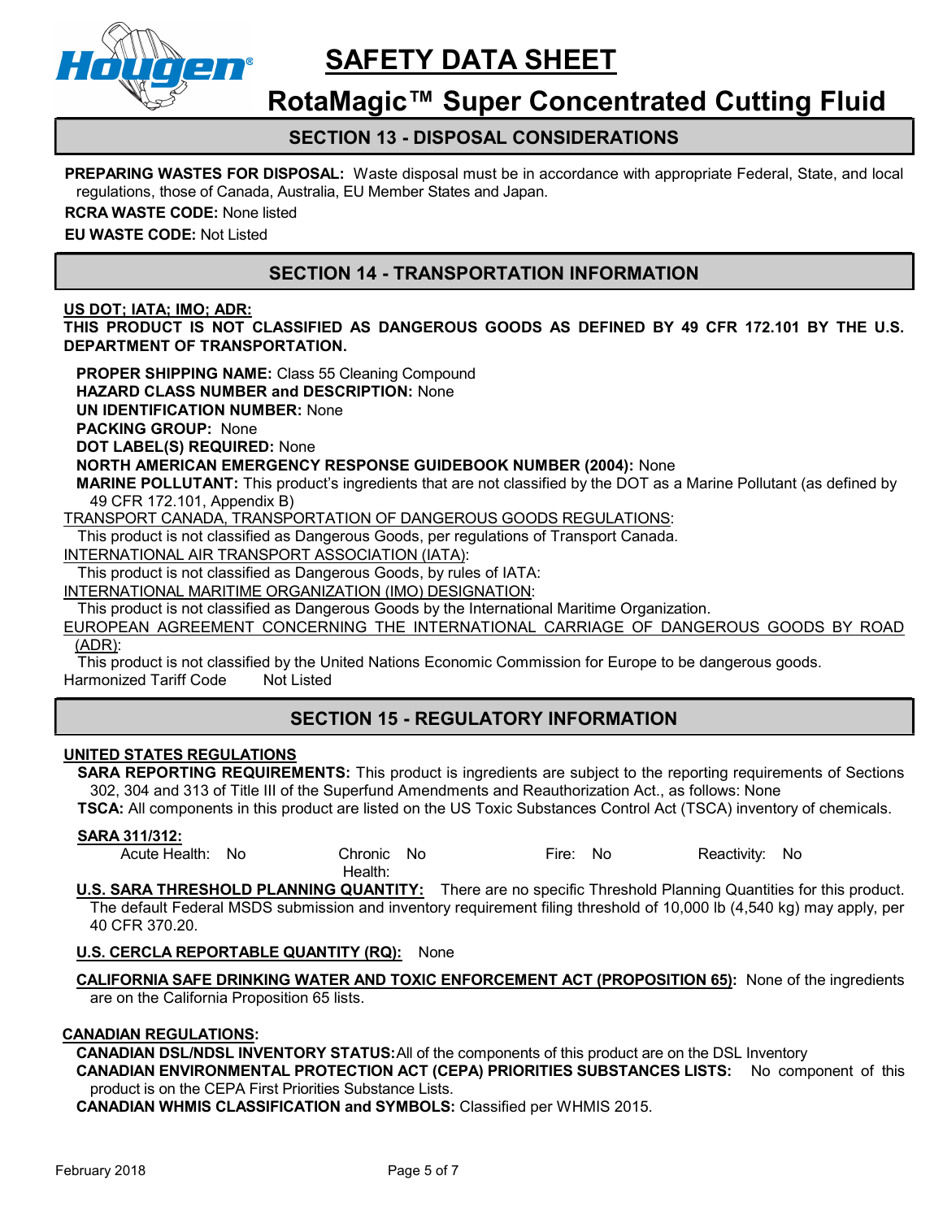# SAFETY DATA SHEET

# RotaMagic™ Super Concentrated Cutting Fluid

## SECTION 13 - DISPOSAL CONSIDERATIONS

**PREPARING WASTES FOR DISPOSAL:** Waste disposal must be in accordance with appropriate Federal, State, and local regulations, those of Canada, Australia, EU Member States and Japan.

**RCRA WASTE CODE:** None listed

**EU WASTE CODE:** Not Listed

## SECTION 14 - TRANSPORTATION INFORMATION

**US DOT; IATA; IMO; ADR:**

**THIS PRODUCT IS NOT CLASSIFIED AS DANGEROUS GOODS AS DEFINED BY 49 CFR 172.101 BY THE U.S. DEPARTMENT OF TRANSPORTATION.**

**PROPER SHIPPING NAME:** Class 55 Cleaning Compound

**HAZARD CLASS NUMBER and DESCRIPTION:** None

**UN IDENTIFICATION NUMBER:** None

**PACKING GROUP:** None

**DOT LABEL(S) REQUIRED:** None

**NORTH AMERICAN EMERGENCY RESPONSE GUIDEBOOK NUMBER (2004):** None

**MARINE POLLUTANT:** This product's ingredients that are not classified by the DOT as a Marine Pollutant (as defined by 49 CFR 172.101, Appendix B)

TRANSPORT CANADA, TRANSPORTATION OF DANGEROUS GOODS REGULATIONS:

This product is not classified as Dangerous Goods, per regulations of Transport Canada.

INTERNATIONAL AIR TRANSPORT ASSOCIATION (IATA):

This product is not classified as Dangerous Goods, by rules of IATA:

INTERNATIONAL MARITIME ORGANIZATION (IMO) DESIGNATION:

This product is not classified as Dangerous Goods by the International Maritime Organization.

EUROPEAN AGREEMENT CONCERNING THE INTERNATIONAL CARRIAGE OF DANGEROUS GOODS BY ROAD (ADR):

This product is not classified by the United Nations Economic Commission for Europe to be dangerous goods.

Harmonized Tariff Code    Not Listed

## SECTION 15 - REGULATORY INFORMATION

**UNITED STATES REGULATIONS**

**SARA REPORTING REQUIREMENTS:** This product is ingredients are subject to the reporting requirements of Sections 302, 304 and 313 of Title III of the Superfund Amendments and Reauthorization Act., as follows: None

**TSCA:** All components in this product are listed on the US Toxic Substances Control Act (TSCA) inventory of chemicals.

**SARA 311/312:**

| Acute Health: | Chronic Health: | Fire: | Reactivity: |
|---|---|---|---|
| No | No | No | No |

**U.S. SARA THRESHOLD PLANNING QUANTITY:** There are no specific Threshold Planning Quantities for this product. The default Federal MSDS submission and inventory requirement filing threshold of 10,000 lb (4,540 kg) may apply, per 40 CFR 370.20.

**U.S. CERCLA REPORTABLE QUANTITY (RQ):** None

**CALIFORNIA SAFE DRINKING WATER AND TOXIC ENFORCEMENT ACT (PROPOSITION 65):** None of the ingredients are on the California Proposition 65 lists.

**CANADIAN REGULATIONS:**

**CANADIAN DSL/NDSL INVENTORY STATUS:** All of the components of this product are on the DSL Inventory

**CANADIAN ENVIRONMENTAL PROTECTION ACT (CEPA) PRIORITIES SUBSTANCES LISTS:** No component of this product is on the CEPA First Priorities Substance Lists.

**CANADIAN WHMIS CLASSIFICATION and SYMBOLS:** Classified per WHMIS 2015.

February 2018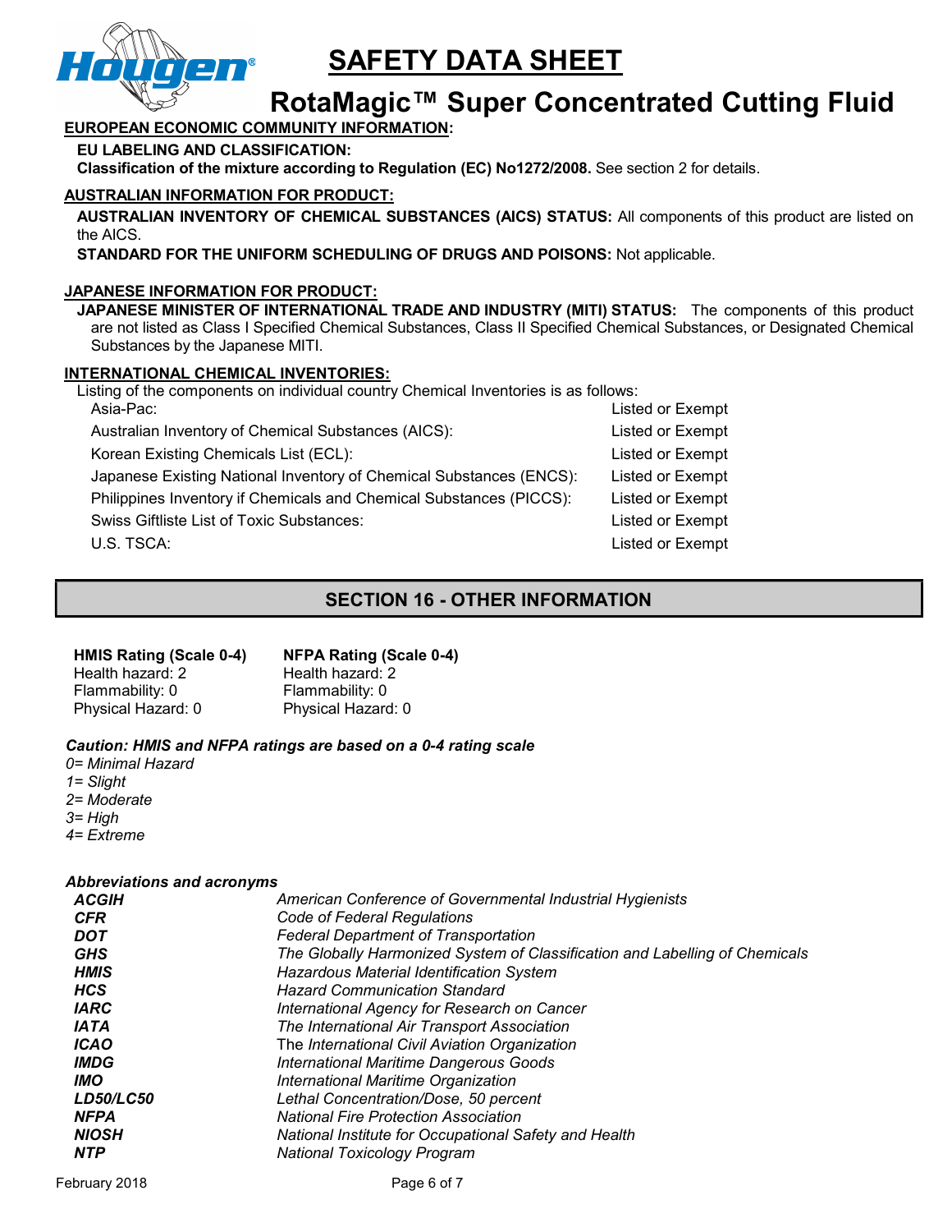# SAFETY DATA SHEET

## RotaMagic™ Super Concentrated Cutting Fluid

**EUROPEAN ECONOMIC COMMUNITY INFORMATION:**

**EU LABELING AND CLASSIFICATION:**

**Classification of the mixture according to Regulation (EC) No1272/2008.** See section 2 for details.

**AUSTRALIAN INFORMATION FOR PRODUCT:**

**AUSTRALIAN INVENTORY OF CHEMICAL SUBSTANCES (AICS) STATUS:** All components of this product are listed on the AICS.

**STANDARD FOR THE UNIFORM SCHEDULING OF DRUGS AND POISONS:** Not applicable.

**JAPANESE INFORMATION FOR PRODUCT:**

**JAPANESE MINISTER OF INTERNATIONAL TRADE AND INDUSTRY (MITI) STATUS:** The components of this product are not listed as Class I Specified Chemical Substances, Class II Specified Chemical Substances, or Designated Chemical Substances by the Japanese MITI.

**INTERNATIONAL CHEMICAL INVENTORIES:**

Listing of the components on individual country Chemical Inventories is as follows:

| | |
|---|---|
| Asia-Pac: | Listed or Exempt |
| Australian Inventory of Chemical Substances (AICS): | Listed or Exempt |
| Korean Existing Chemicals List (ECL): | Listed or Exempt |
| Japanese Existing National Inventory of Chemical Substances (ENCS): | Listed or Exempt |
| Philippines Inventory if Chemicals and Chemical Substances (PICCS): | Listed or Exempt |
| Swiss Giftliste List of Toxic Substances: | Listed or Exempt |
| U.S. TSCA: | Listed or Exempt |

## SECTION 16 - OTHER INFORMATION

| **HMIS Rating (Scale 0-4)** | **NFPA Rating (Scale 0-4)** |
|---|---|
| Health hazard: 2 | Health hazard: 2 |
| Flammability: 0 | Flammability: 0 |
| Physical Hazard: 0 | Physical Hazard: 0 |

***Caution: HMIS and NFPA ratings are based on a 0-4 rating scale***

*0= Minimal Hazard*
*1= Slight*
*2= Moderate*
*3= High*
*4= Extreme*

***Abbreviations and acronyms***

| | |
|---|---|
| ***ACGIH*** | *American Conference of Governmental Industrial Hygienists* |
| ***CFR*** | *Code of Federal Regulations* |
| ***DOT*** | *Federal Department of Transportation* |
| ***GHS*** | *The Globally Harmonized System of Classification and Labelling of Chemicals* |
| ***HMIS*** | *Hazardous Material Identification System* |
| ***HCS*** | *Hazard Communication Standard* |
| ***IARC*** | *International Agency for Research on Cancer* |
| ***IATA*** | *The International Air Transport Association* |
| ***ICAO*** | The *International Civil Aviation Organization* |
| ***IMDG*** | *International Maritime Dangerous Goods* |
| ***IMO*** | *International Maritime Organization* |
| ***LD50/LC50*** | *Lethal Concentration/Dose, 50 percent* |
| ***NFPA*** | *National Fire Protection Association* |
| ***NIOSH*** | *National Institute for Occupational Safety and Health* |
| ***NTP*** | *National Toxicology Program* |

February 2018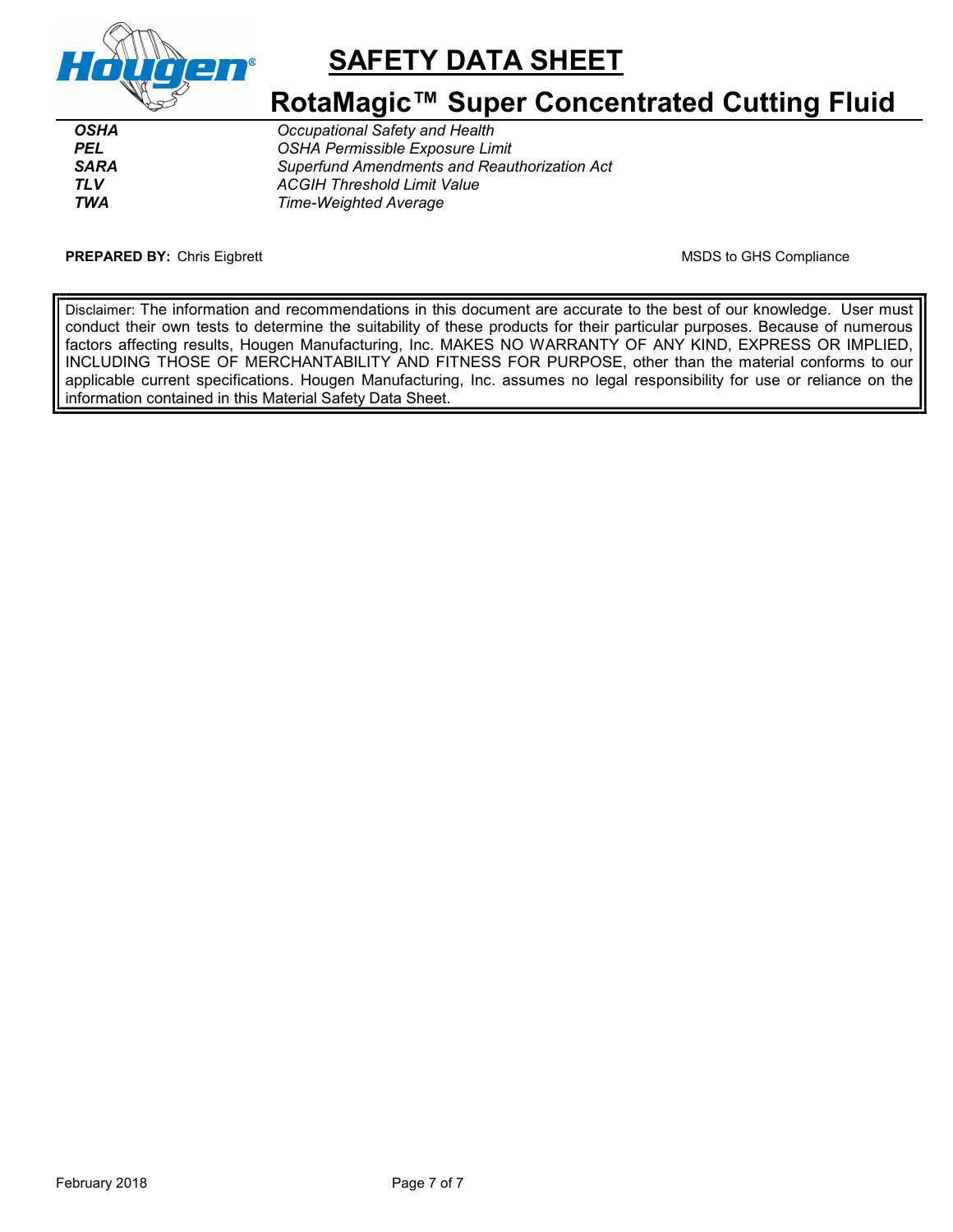*OSHA* *Occupational Safety and Health*
*PEL* *OSHA Permissible Exposure Limit*
*SARA* *Superfund Amendments and Reauthorization Act*
*TLV* *ACGIH Threshold Limit Value*
*TWA* *Time-Weighted Average*

**PREPARED BY:** Chris Eigbrett

MSDS to GHS Compliance

Disclaimer: The information and recommendations in this document are accurate to the best of our knowledge. User must conduct their own tests to determine the suitability of these products for their particular purposes. Because of numerous factors affecting results, Hougen Manufacturing, Inc. MAKES NO WARRANTY OF ANY KIND, EXPRESS OR IMPLIED, INCLUDING THOSE OF MERCHANTABILITY AND FITNESS FOR PURPOSE, other than the material conforms to our applicable current specifications. Hougen Manufacturing, Inc. assumes no legal responsibility for use or reliance on the information contained in this Material Safety Data Sheet.